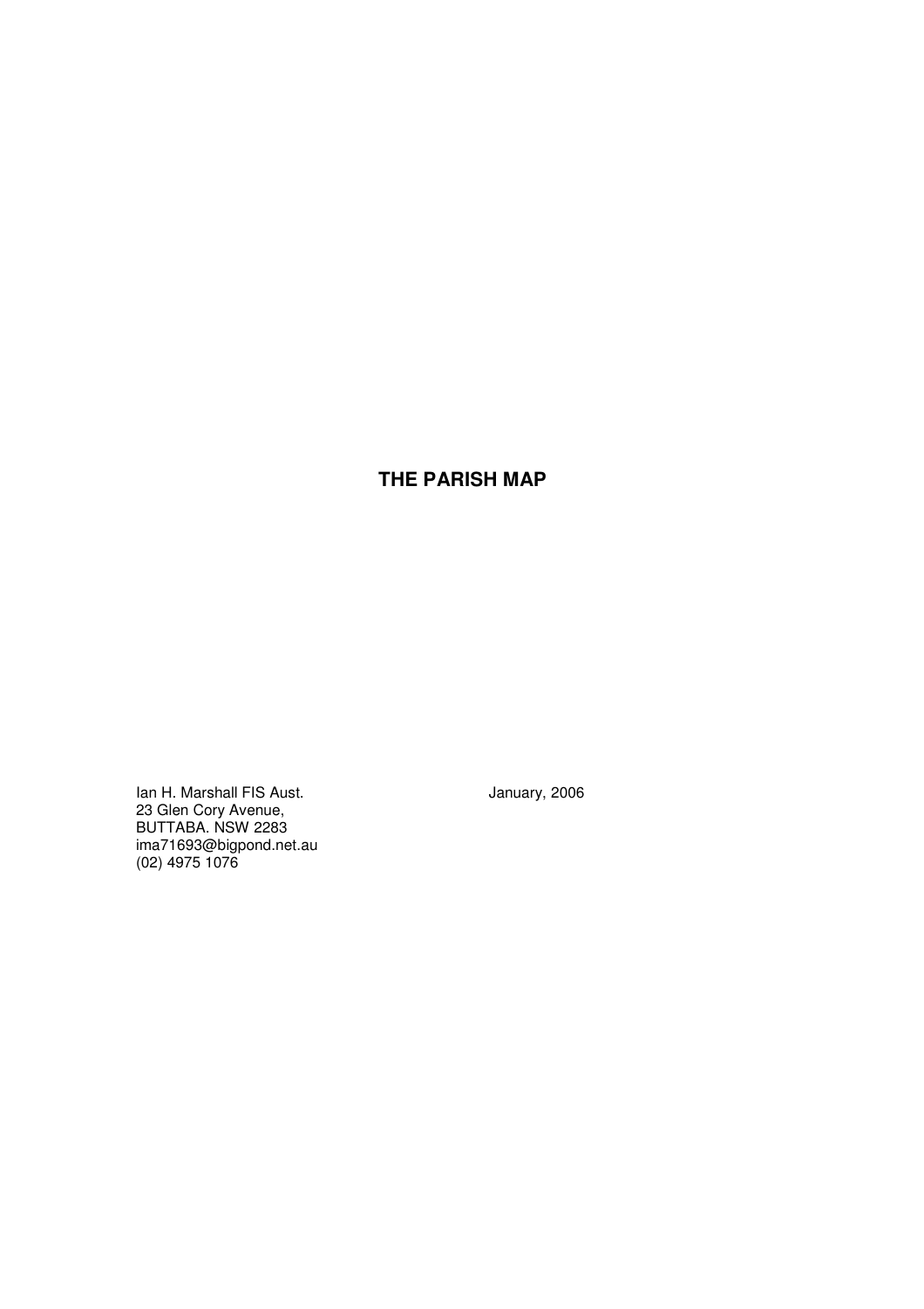# THE PARISH MAP

Ian H. Marshall FIS Aust.
23 Glen Cory Avenue,
BUTTABA. NSW 2283
ima71693@bigpond.net.au
(02) 4975 1076

January, 2006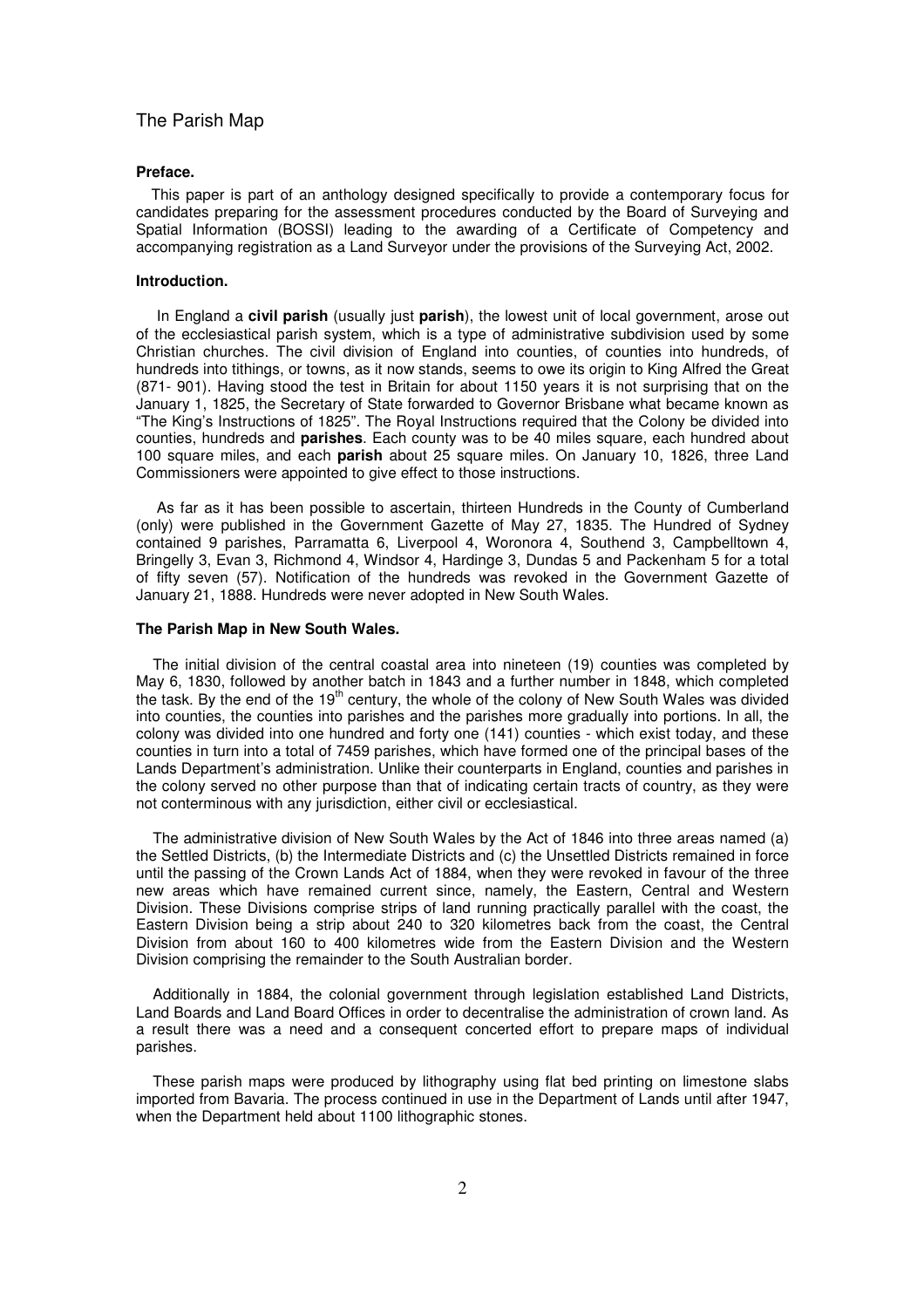# The Parish Map

**Preface.**

This paper is part of an anthology designed specifically to provide a contemporary focus for candidates preparing for the assessment procedures conducted by the Board of Surveying and Spatial Information (BOSSI) leading to the awarding of a Certificate of Competency and accompanying registration as a Land Surveyor under the provisions of the Surveying Act, 2002.

**Introduction.**

In England a **civil parish** (usually just **parish**), the lowest unit of local government, arose out of the ecclesiastical parish system, which is a type of administrative subdivision used by some Christian churches. The civil division of England into counties, of counties into hundreds, of hundreds into tithings, or towns, as it now stands, seems to owe its origin to King Alfred the Great (871- 901). Having stood the test in Britain for about 1150 years it is not surprising that on the January 1, 1825, the Secretary of State forwarded to Governor Brisbane what became known as "The King's Instructions of 1825". The Royal Instructions required that the Colony be divided into counties, hundreds and **parishes**. Each county was to be 40 miles square, each hundred about 100 square miles, and each **parish** about 25 square miles. On January 10, 1826, three Land Commissioners were appointed to give effect to those instructions.

As far as it has been possible to ascertain, thirteen Hundreds in the County of Cumberland (only) were published in the Government Gazette of May 27, 1835. The Hundred of Sydney contained 9 parishes, Parramatta 6, Liverpool 4, Woronora 4, Southend 3, Campbelltown 4, Bringelly 3, Evan 3, Richmond 4, Windsor 4, Hardinge 3, Dundas 5 and Packenham 5 for a total of fifty seven (57). Notification of the hundreds was revoked in the Government Gazette of January 21, 1888. Hundreds were never adopted in New South Wales.

**The Parish Map in New South Wales.**

The initial division of the central coastal area into nineteen (19) counties was completed by May 6, 1830, followed by another batch in 1843 and a further number in 1848, which completed the task. By the end of the 19th century, the whole of the colony of New South Wales was divided into counties, the counties into parishes and the parishes more gradually into portions. In all, the colony was divided into one hundred and forty one (141) counties - which exist today, and these counties in turn into a total of 7459 parishes, which have formed one of the principal bases of the Lands Department's administration. Unlike their counterparts in England, counties and parishes in the colony served no other purpose than that of indicating certain tracts of country, as they were not conterminous with any jurisdiction, either civil or ecclesiastical.

The administrative division of New South Wales by the Act of 1846 into three areas named (a) the Settled Districts, (b) the Intermediate Districts and (c) the Unsettled Districts remained in force until the passing of the Crown Lands Act of 1884, when they were revoked in favour of the three new areas which have remained current since, namely, the Eastern, Central and Western Division. These Divisions comprise strips of land running practically parallel with the coast, the Eastern Division being a strip about 240 to 320 kilometres back from the coast, the Central Division from about 160 to 400 kilometres wide from the Eastern Division and the Western Division comprising the remainder to the South Australian border.

Additionally in 1884, the colonial government through legislation established Land Districts, Land Boards and Land Board Offices in order to decentralise the administration of crown land. As a result there was a need and a consequent concerted effort to prepare maps of individual parishes.

These parish maps were produced by lithography using flat bed printing on limestone slabs imported from Bavaria. The process continued in use in the Department of Lands until after 1947, when the Department held about 1100 lithographic stones.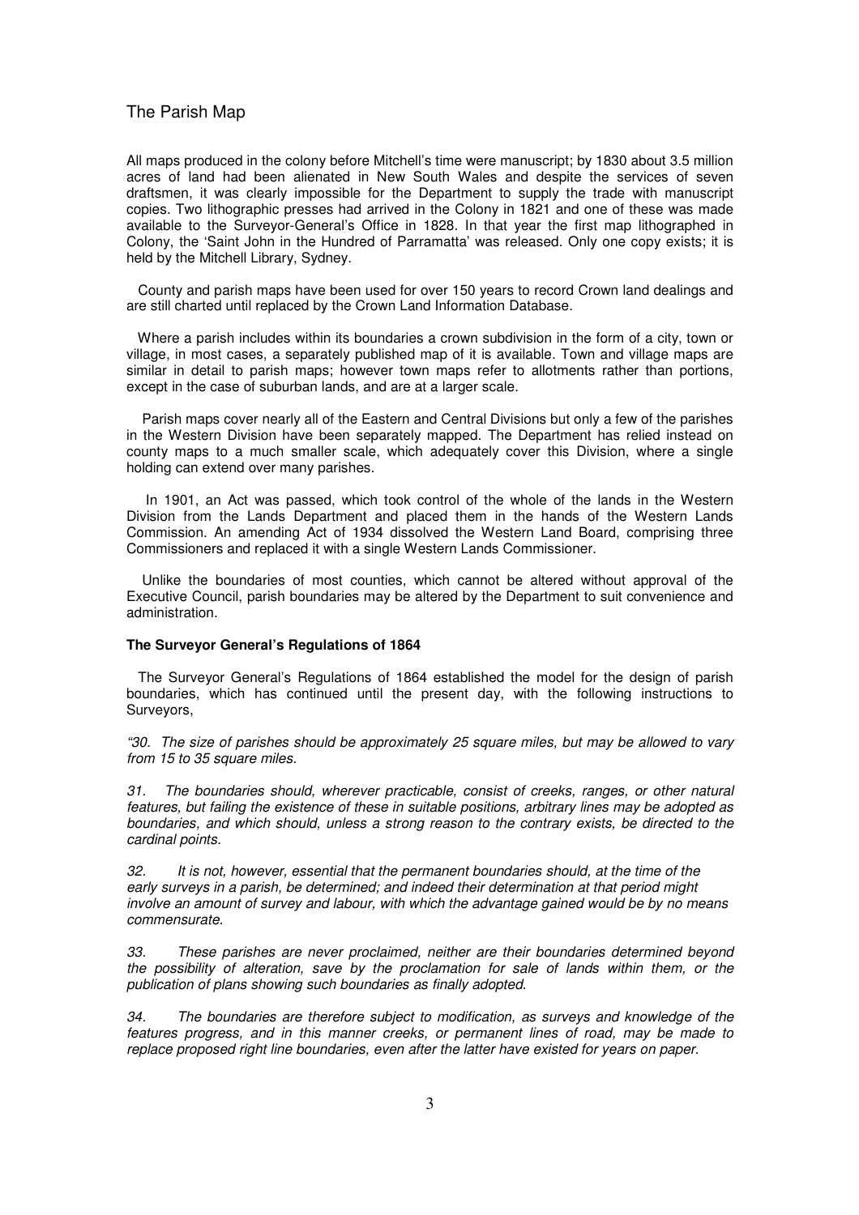# The Parish Map

All maps produced in the colony before Mitchell's time were manuscript; by 1830 about 3.5 million acres of land had been alienated in New South Wales and despite the services of seven draftsmen, it was clearly impossible for the Department to supply the trade with manuscript copies. Two lithographic presses had arrived in the Colony in 1821 and one of these was made available to the Surveyor-General's Office in 1828. In that year the first map lithographed in Colony, the 'Saint John in the Hundred of Parramatta' was released. Only one copy exists; it is held by the Mitchell Library, Sydney.

County and parish maps have been used for over 150 years to record Crown land dealings and are still charted until replaced by the Crown Land Information Database.

Where a parish includes within its boundaries a crown subdivision in the form of a city, town or village, in most cases, a separately published map of it is available. Town and village maps are similar in detail to parish maps; however town maps refer to allotments rather than portions, except in the case of suburban lands, and are at a larger scale.

Parish maps cover nearly all of the Eastern and Central Divisions but only a few of the parishes in the Western Division have been separately mapped. The Department has relied instead on county maps to a much smaller scale, which adequately cover this Division, where a single holding can extend over many parishes.

In 1901, an Act was passed, which took control of the whole of the lands in the Western Division from the Lands Department and placed them in the hands of the Western Lands Commission. An amending Act of 1934 dissolved the Western Land Board, comprising three Commissioners and replaced it with a single Western Lands Commissioner.

Unlike the boundaries of most counties, which cannot be altered without approval of the Executive Council, parish boundaries may be altered by the Department to suit convenience and administration.

**The Surveyor General's Regulations of 1864**

The Surveyor General's Regulations of 1864 established the model for the design of parish boundaries, which has continued until the present day, with the following instructions to Surveyors,

*"30. The size of parishes should be approximately 25 square miles, but may be allowed to vary from 15 to 35 square miles.*

*31. The boundaries should, wherever practicable, consist of creeks, ranges, or other natural features, but failing the existence of these in suitable positions, arbitrary lines may be adopted as boundaries, and which should, unless a strong reason to the contrary exists, be directed to the cardinal points.*

*32. It is not, however, essential that the permanent boundaries should, at the time of the early surveys in a parish, be determined; and indeed their determination at that period might involve an amount of survey and labour, with which the advantage gained would be by no means commensurate.*

*33. These parishes are never proclaimed, neither are their boundaries determined beyond the possibility of alteration, save by the proclamation for sale of lands within them, or the publication of plans showing such boundaries as finally adopted.*

*34. The boundaries are therefore subject to modification, as surveys and knowledge of the features progress, and in this manner creeks, or permanent lines of road, may be made to replace proposed right line boundaries, even after the latter have existed for years on paper.*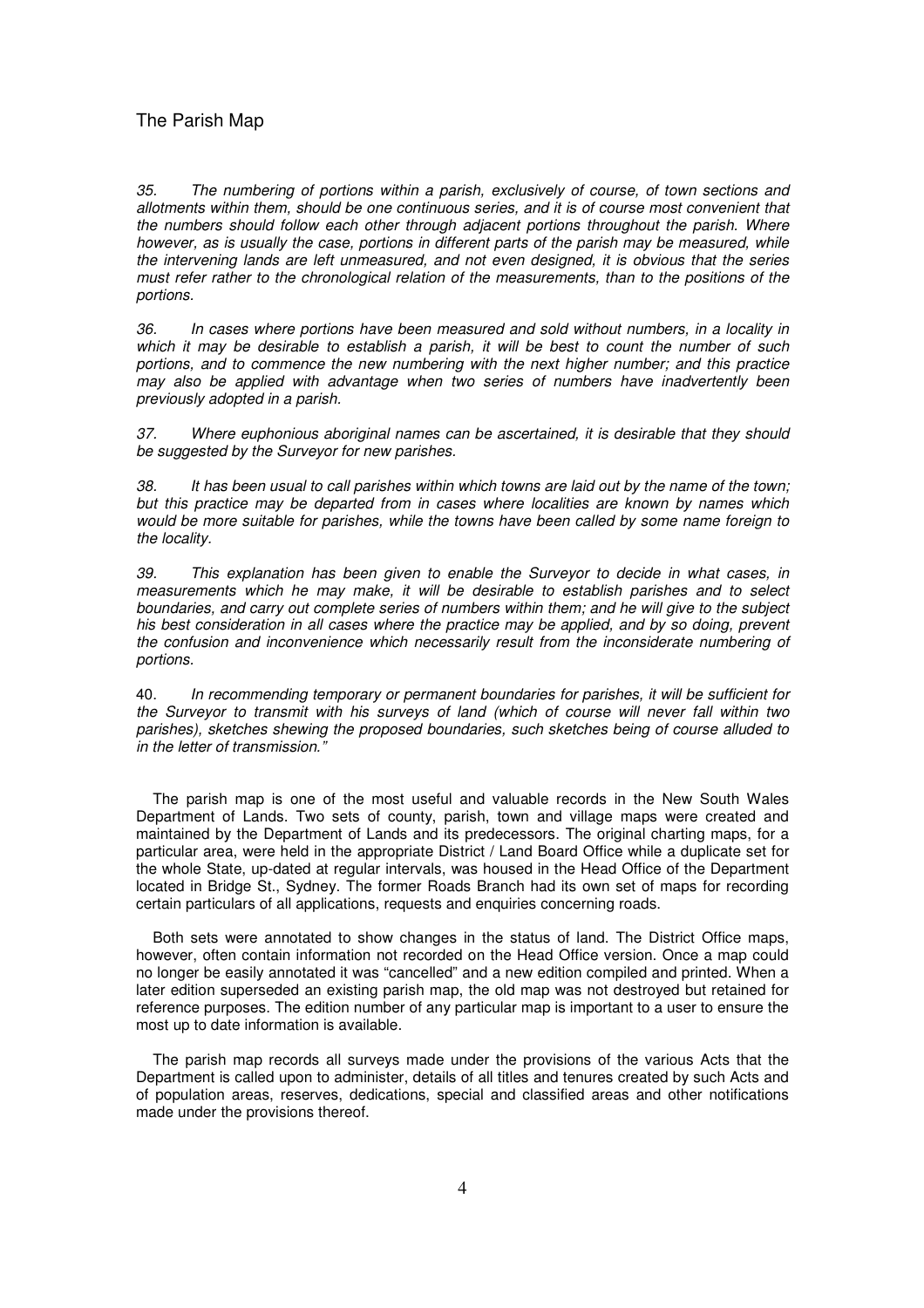## The Parish Map

*35. The numbering of portions within a parish, exclusively of course, of town sections and allotments within them, should be one continuous series, and it is of course most convenient that the numbers should follow each other through adjacent portions throughout the parish. Where however, as is usually the case, portions in different parts of the parish may be measured, while the intervening lands are left unmeasured, and not even designed, it is obvious that the series must refer rather to the chronological relation of the measurements, than to the positions of the portions.*

*36. In cases where portions have been measured and sold without numbers, in a locality in which it may be desirable to establish a parish, it will be best to count the number of such portions, and to commence the new numbering with the next higher number; and this practice may also be applied with advantage when two series of numbers have inadvertently been previously adopted in a parish.*

*37. Where euphonious aboriginal names can be ascertained, it is desirable that they should be suggested by the Surveyor for new parishes.*

*38. It has been usual to call parishes within which towns are laid out by the name of the town; but this practice may be departed from in cases where localities are known by names which would be more suitable for parishes, while the towns have been called by some name foreign to the locality.*

*39. This explanation has been given to enable the Surveyor to decide in what cases, in measurements which he may make, it will be desirable to establish parishes and to select boundaries, and carry out complete series of numbers within them; and he will give to the subject his best consideration in all cases where the practice may be applied, and by so doing, prevent the confusion and inconvenience which necessarily result from the inconsiderate numbering of portions.*

40. *In recommending temporary or permanent boundaries for parishes, it will be sufficient for the Surveyor to transmit with his surveys of land (which of course will never fall within two parishes), sketches shewing the proposed boundaries, such sketches being of course alluded to in the letter of transmission."*

The parish map is one of the most useful and valuable records in the New South Wales Department of Lands. Two sets of county, parish, town and village maps were created and maintained by the Department of Lands and its predecessors. The original charting maps, for a particular area, were held in the appropriate District / Land Board Office while a duplicate set for the whole State, up-dated at regular intervals, was housed in the Head Office of the Department located in Bridge St., Sydney. The former Roads Branch had its own set of maps for recording certain particulars of all applications, requests and enquiries concerning roads.

Both sets were annotated to show changes in the status of land. The District Office maps, however, often contain information not recorded on the Head Office version. Once a map could no longer be easily annotated it was "cancelled" and a new edition compiled and printed. When a later edition superseded an existing parish map, the old map was not destroyed but retained for reference purposes. The edition number of any particular map is important to a user to ensure the most up to date information is available.

The parish map records all surveys made under the provisions of the various Acts that the Department is called upon to administer, details of all titles and tenures created by such Acts and of population areas, reserves, dedications, special and classified areas and other notifications made under the provisions thereof.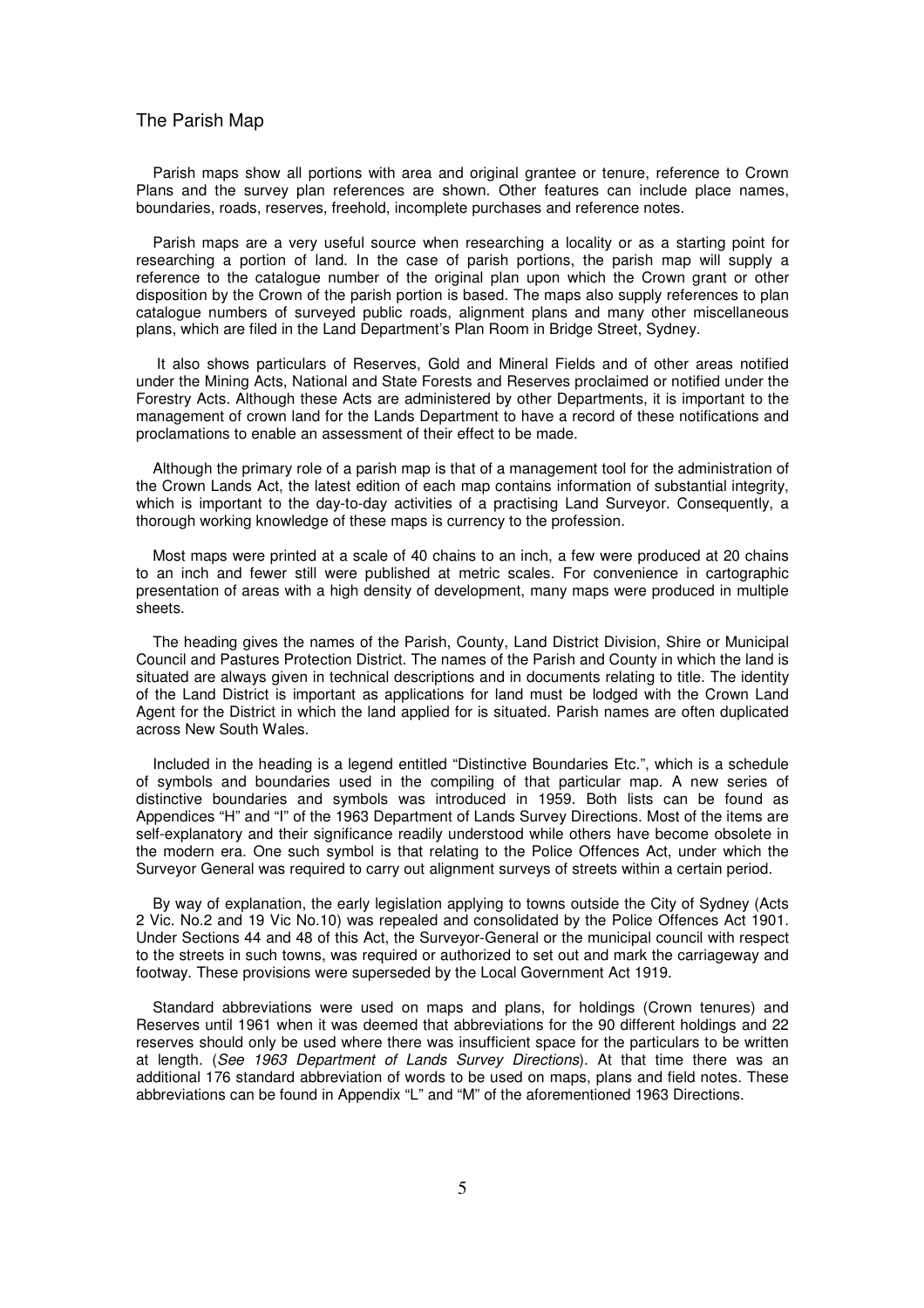## The Parish Map

Parish maps show all portions with area and original grantee or tenure, reference to Crown Plans and the survey plan references are shown. Other features can include place names, boundaries, roads, reserves, freehold, incomplete purchases and reference notes.

Parish maps are a very useful source when researching a locality or as a starting point for researching a portion of land. In the case of parish portions, the parish map will supply a reference to the catalogue number of the original plan upon which the Crown grant or other disposition by the Crown of the parish portion is based. The maps also supply references to plan catalogue numbers of surveyed public roads, alignment plans and many other miscellaneous plans, which are filed in the Land Department's Plan Room in Bridge Street, Sydney.

It also shows particulars of Reserves, Gold and Mineral Fields and of other areas notified under the Mining Acts, National and State Forests and Reserves proclaimed or notified under the Forestry Acts. Although these Acts are administered by other Departments, it is important to the management of crown land for the Lands Department to have a record of these notifications and proclamations to enable an assessment of their effect to be made.

Although the primary role of a parish map is that of a management tool for the administration of the Crown Lands Act, the latest edition of each map contains information of substantial integrity, which is important to the day-to-day activities of a practising Land Surveyor. Consequently, a thorough working knowledge of these maps is currency to the profession.

Most maps were printed at a scale of 40 chains to an inch, a few were produced at 20 chains to an inch and fewer still were published at metric scales. For convenience in cartographic presentation of areas with a high density of development, many maps were produced in multiple sheets.

The heading gives the names of the Parish, County, Land District Division, Shire or Municipal Council and Pastures Protection District. The names of the Parish and County in which the land is situated are always given in technical descriptions and in documents relating to title. The identity of the Land District is important as applications for land must be lodged with the Crown Land Agent for the District in which the land applied for is situated. Parish names are often duplicated across New South Wales.

Included in the heading is a legend entitled "Distinctive Boundaries Etc.", which is a schedule of symbols and boundaries used in the compiling of that particular map. A new series of distinctive boundaries and symbols was introduced in 1959. Both lists can be found as Appendices "H" and "I" of the 1963 Department of Lands Survey Directions. Most of the items are self-explanatory and their significance readily understood while others have become obsolete in the modern era. One such symbol is that relating to the Police Offences Act, under which the Surveyor General was required to carry out alignment surveys of streets within a certain period.

By way of explanation, the early legislation applying to towns outside the City of Sydney (Acts 2 Vic. No.2 and 19 Vic No.10) was repealed and consolidated by the Police Offences Act 1901. Under Sections 44 and 48 of this Act, the Surveyor-General or the municipal council with respect to the streets in such towns, was required or authorized to set out and mark the carriageway and footway. These provisions were superseded by the Local Government Act 1919.

Standard abbreviations were used on maps and plans, for holdings (Crown tenures) and Reserves until 1961 when it was deemed that abbreviations for the 90 different holdings and 22 reserves should only be used where there was insufficient space for the particulars to be written at length. (*See 1963 Department of Lands Survey Directions*). At that time there was an additional 176 standard abbreviation of words to be used on maps, plans and field notes. These abbreviations can be found in Appendix "L" and "M" of the aforementioned 1963 Directions.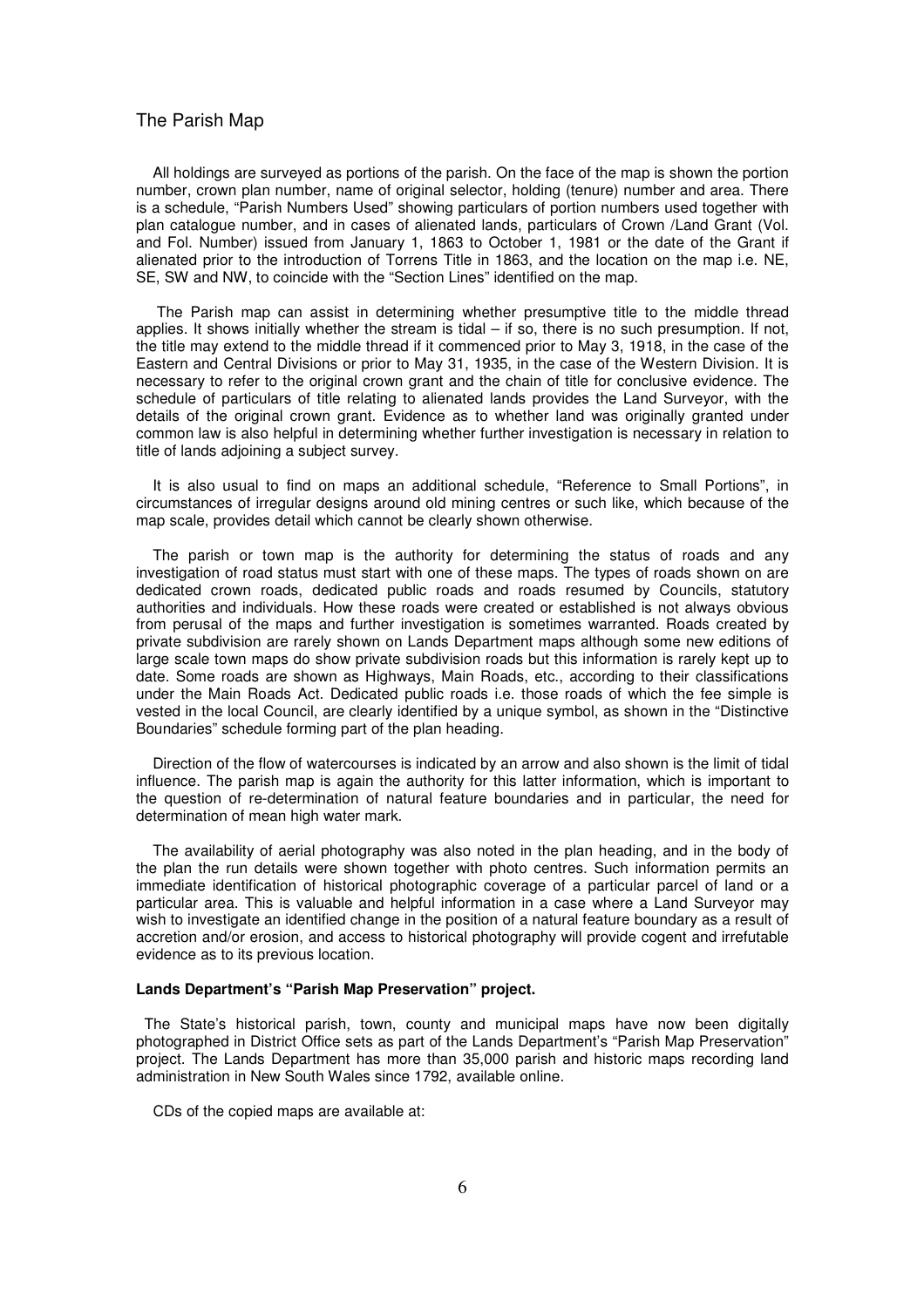## The Parish Map

All holdings are surveyed as portions of the parish. On the face of the map is shown the portion number, crown plan number, name of original selector, holding (tenure) number and area. There is a schedule, "Parish Numbers Used" showing particulars of portion numbers used together with plan catalogue number, and in cases of alienated lands, particulars of Crown /Land Grant (Vol. and Fol. Number) issued from January 1, 1863 to October 1, 1981 or the date of the Grant if alienated prior to the introduction of Torrens Title in 1863, and the location on the map i.e. NE, SE, SW and NW, to coincide with the "Section Lines" identified on the map.

The Parish map can assist in determining whether presumptive title to the middle thread applies. It shows initially whether the stream is tidal – if so, there is no such presumption. If not, the title may extend to the middle thread if it commenced prior to May 3, 1918, in the case of the Eastern and Central Divisions or prior to May 31, 1935, in the case of the Western Division. It is necessary to refer to the original crown grant and the chain of title for conclusive evidence. The schedule of particulars of title relating to alienated lands provides the Land Surveyor, with the details of the original crown grant. Evidence as to whether land was originally granted under common law is also helpful in determining whether further investigation is necessary in relation to title of lands adjoining a subject survey.

It is also usual to find on maps an additional schedule, "Reference to Small Portions", in circumstances of irregular designs around old mining centres or such like, which because of the map scale, provides detail which cannot be clearly shown otherwise.

The parish or town map is the authority for determining the status of roads and any investigation of road status must start with one of these maps. The types of roads shown on are dedicated crown roads, dedicated public roads and roads resumed by Councils, statutory authorities and individuals. How these roads were created or established is not always obvious from perusal of the maps and further investigation is sometimes warranted. Roads created by private subdivision are rarely shown on Lands Department maps although some new editions of large scale town maps do show private subdivision roads but this information is rarely kept up to date. Some roads are shown as Highways, Main Roads, etc., according to their classifications under the Main Roads Act. Dedicated public roads i.e. those roads of which the fee simple is vested in the local Council, are clearly identified by a unique symbol, as shown in the "Distinctive Boundaries" schedule forming part of the plan heading.

Direction of the flow of watercourses is indicated by an arrow and also shown is the limit of tidal influence. The parish map is again the authority for this latter information, which is important to the question of re-determination of natural feature boundaries and in particular, the need for determination of mean high water mark.

The availability of aerial photography was also noted in the plan heading, and in the body of the plan the run details were shown together with photo centres. Such information permits an immediate identification of historical photographic coverage of a particular parcel of land or a particular area. This is valuable and helpful information in a case where a Land Surveyor may wish to investigate an identified change in the position of a natural feature boundary as a result of accretion and/or erosion, and access to historical photography will provide cogent and irrefutable evidence as to its previous location.

**Lands Department's "Parish Map Preservation" project.**

The State's historical parish, town, county and municipal maps have now been digitally photographed in District Office sets as part of the Lands Department's "Parish Map Preservation" project. The Lands Department has more than 35,000 parish and historic maps recording land administration in New South Wales since 1792, available online.

CDs of the copied maps are available at: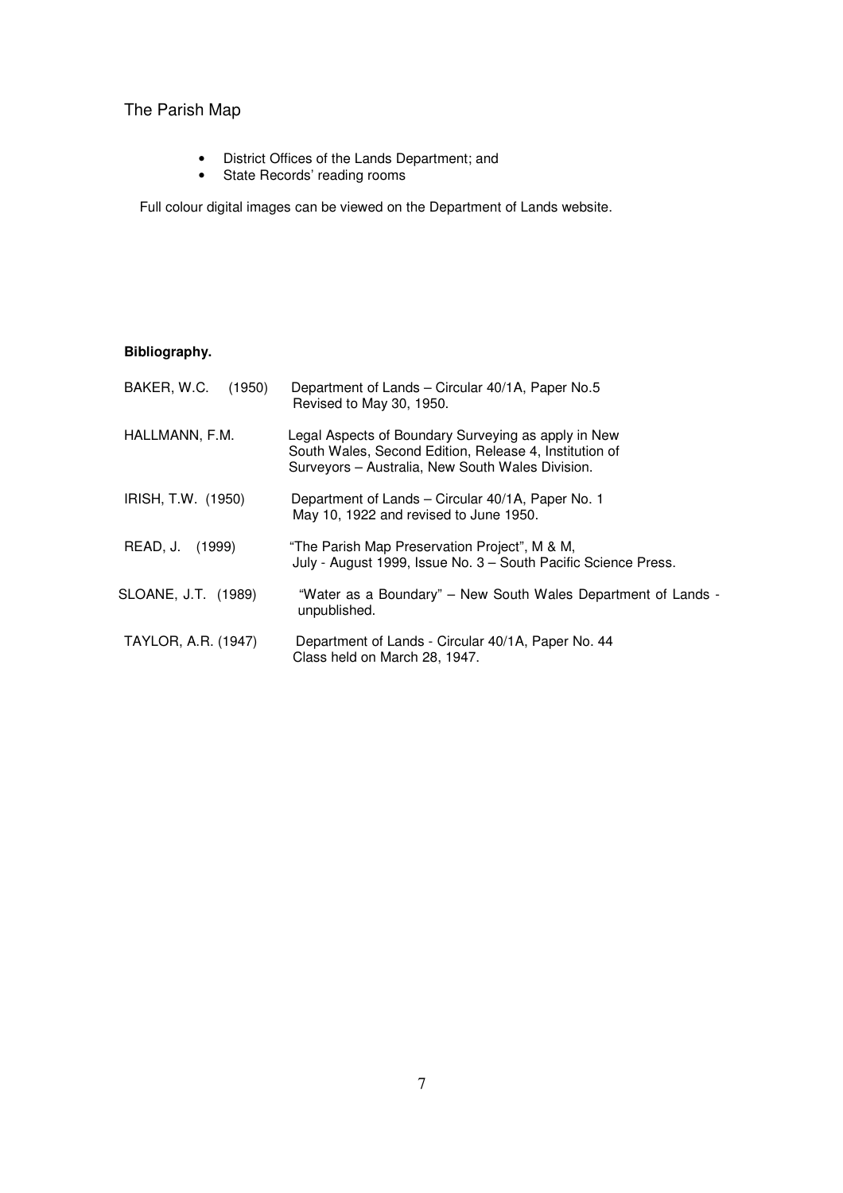- District Offices of the Lands Department; and
- State Records' reading rooms

Full colour digital images can be viewed on the Department of Lands website.

**Bibliography.**

| | |
|---|---|
| BAKER, W.C. (1950) | Department of Lands – Circular 40/1A, Paper No.5 Revised to May 30, 1950. |
| HALLMANN, F.M. | Legal Aspects of Boundary Surveying as apply in New South Wales, Second Edition, Release 4, Institution of Surveyors – Australia, New South Wales Division. |
| IRISH, T.W. (1950) | Department of Lands – Circular 40/1A, Paper No. 1 May 10, 1922 and revised to June 1950. |
| READ, J. (1999) | "The Parish Map Preservation Project", M & M, July - August 1999, Issue No. 3 – South Pacific Science Press. |
| SLOANE, J.T. (1989) | "Water as a Boundary" – New South Wales Department of Lands - unpublished. |
| TAYLOR, A.R. (1947) | Department of Lands - Circular 40/1A, Paper No. 44 Class held on March 28, 1947. |